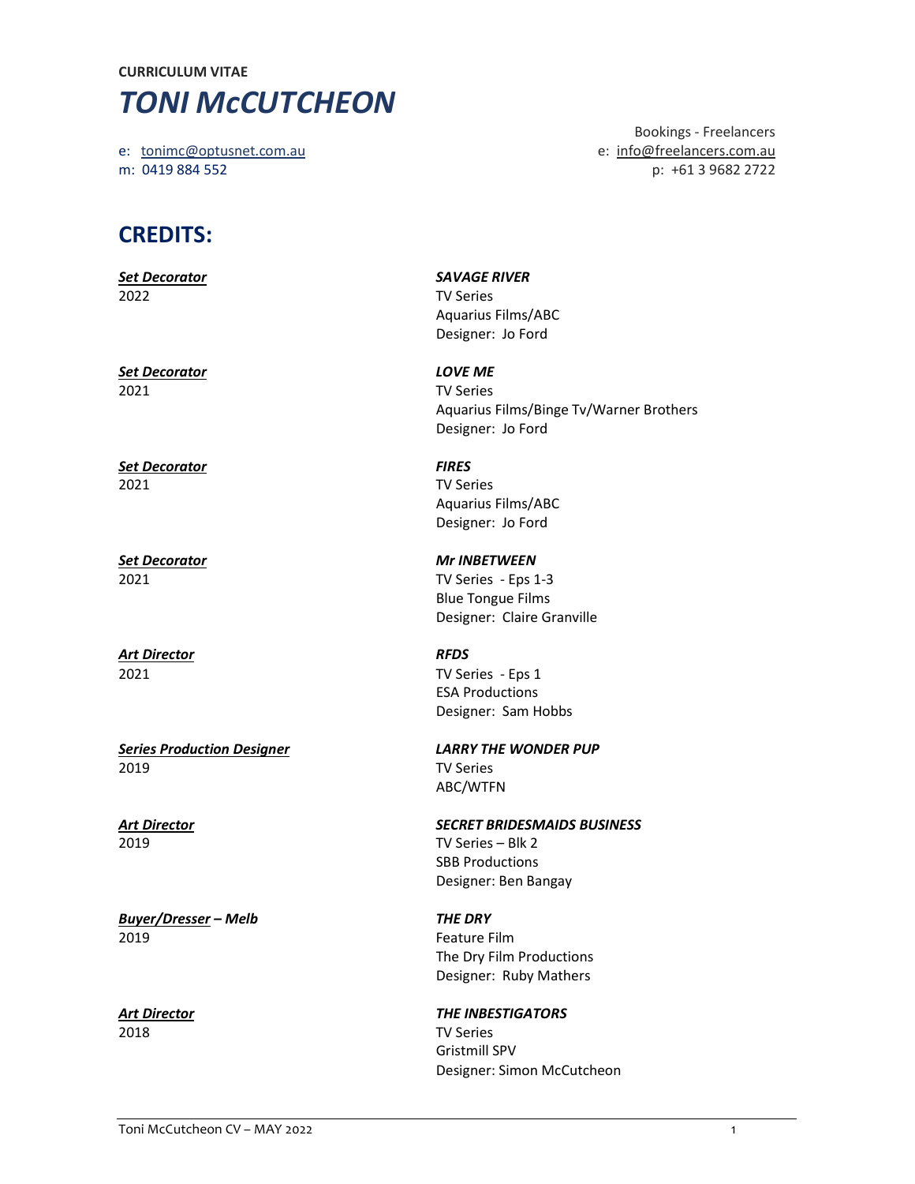**CURRICULUM VITAE**

# *TONI McCUTCHEON*

e: tonimc@optusnet.com.au
m: 0419 884 552

Bookings - Freelancers
e: info@freelancers.com.au
p: +61 3 9682 2722

## CREDITS:

***Set Decorator***
2022

***SAVAGE RIVER***
TV Series
Aquarius Films/ABC
Designer: Jo Ford

***Set Decorator***
2021

***LOVE ME***
TV Series
Aquarius Films/Binge Tv/Warner Brothers
Designer: Jo Ford

***Set Decorator***
2021

***FIRES***
TV Series
Aquarius Films/ABC
Designer: Jo Ford

***Set Decorator***
2021

***Mr INBETWEEN***
TV Series - Eps 1-3
Blue Tongue Films
Designer: Claire Granville

***Art Director***
2021

***RFDS***
TV Series - Eps 1
ESA Productions
Designer: Sam Hobbs

***Series Production Designer***
2019

***LARRY THE WONDER PUP***
TV Series
ABC/WTFN

***Art Director***
2019

***SECRET BRIDESMAIDS BUSINESS***
TV Series – Blk 2
SBB Productions
Designer: Ben Bangay

***Buyer/Dresser – Melb***
2019

***THE DRY***
Feature Film
The Dry Film Productions
Designer: Ruby Mathers

***Art Director***
2018

***THE INBESTIGATORS***
TV Series
Gristmill SPV
Designer: Simon McCutcheon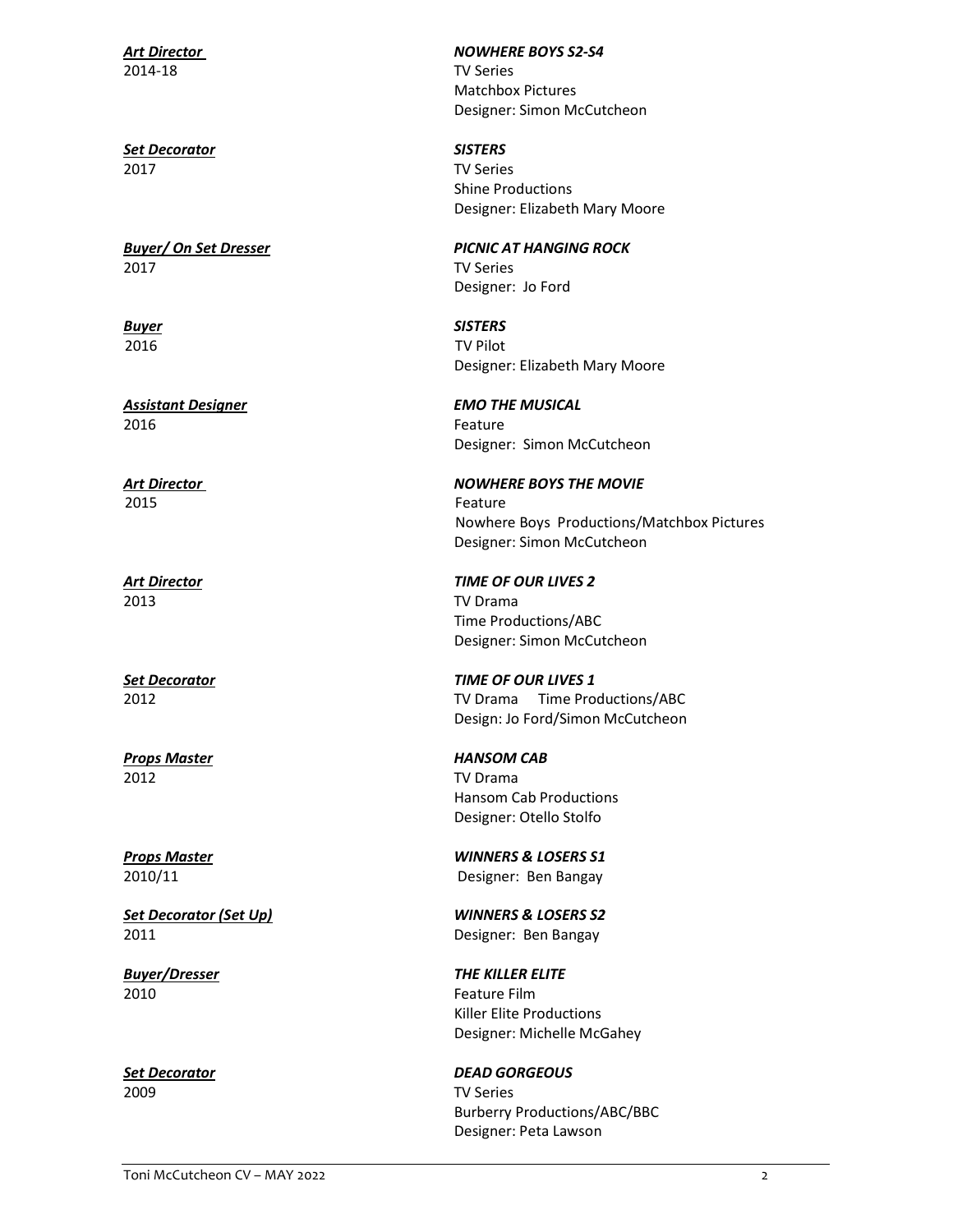***Art Director***
2014-18

***NOWHERE BOYS S2-S4***
TV Series
Matchbox Pictures
Designer: Simon McCutcheon

***Set Decorator***
2017

***SISTERS***
TV Series
Shine Productions
Designer: Elizabeth Mary Moore

***Buyer/ On Set Dresser***
2017

***PICNIC AT HANGING ROCK***
TV Series
Designer: Jo Ford

***Buyer***
2016

***SISTERS***
TV Pilot
Designer: Elizabeth Mary Moore

***Assistant Designer***
2016

***EMO THE MUSICAL***
Feature
Designer: Simon McCutcheon

***Art Director***
2015

***NOWHERE BOYS THE MOVIE***
Feature
Nowhere Boys Productions/Matchbox Pictures
Designer: Simon McCutcheon

***Art Director***
2013

***TIME OF OUR LIVES 2***
TV Drama
Time Productions/ABC
Designer: Simon McCutcheon

***Set Decorator***
2012

***TIME OF OUR LIVES 1***
TV Drama Time Productions/ABC
Design: Jo Ford/Simon McCutcheon

***Props Master***
2012

***HANSOM CAB***
TV Drama
Hansom Cab Productions
Designer: Otello Stolfo

***Props Master***
2010/11

***WINNERS & LOSERS S1***
Designer: Ben Bangay

***Set Decorator (Set Up)***
2011

***WINNERS & LOSERS S2***
Designer: Ben Bangay

***Buyer/Dresser***
2010

***THE KILLER ELITE***
Feature Film
Killer Elite Productions
Designer: Michelle McGahey

***Set Decorator***
2009

***DEAD GORGEOUS***
TV Series
Burberry Productions/ABC/BBC
Designer: Peta Lawson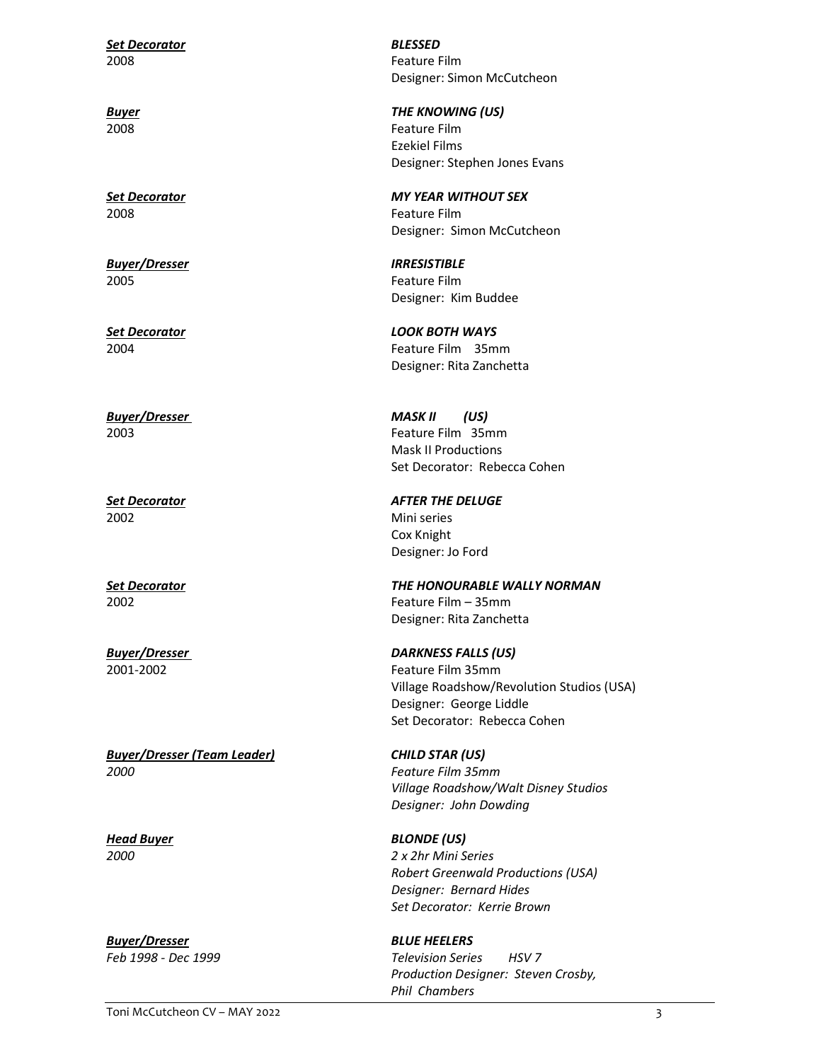***Set Decorator***
2008

***BLESSED***
Feature Film
Designer: Simon McCutcheon

***Buyer***
2008

***THE KNOWING (US)***
Feature Film
Ezekiel Films
Designer: Stephen Jones Evans

***Set Decorator***
2008

***MY YEAR WITHOUT SEX***
Feature Film
Designer: Simon McCutcheon

***Buyer/Dresser***
2005

***IRRESISTIBLE***
Feature Film
Designer: Kim Buddee

***Set Decorator***
2004

***LOOK BOTH WAYS***
Feature Film 35mm
Designer: Rita Zanchetta

***Buyer/Dresser***
2003

***MASK II (US)***
Feature Film 35mm
Mask II Productions
Set Decorator: Rebecca Cohen

***Set Decorator***
2002

***AFTER THE DELUGE***
Mini series
Cox Knight
Designer: Jo Ford

***Set Decorator***
2002

***THE HONOURABLE WALLY NORMAN***
Feature Film – 35mm
Designer: Rita Zanchetta

***Buyer/Dresser***
2001-2002

***DARKNESS FALLS (US)***
Feature Film 35mm
Village Roadshow/Revolution Studios (USA)
Designer: George Liddle
Set Decorator: Rebecca Cohen

***Buyer/Dresser (Team Leader)***
*2000*

***CHILD STAR (US)***
*Feature Film 35mm*
*Village Roadshow/Walt Disney Studios*
*Designer: John Dowding*

***Head Buyer***
*2000*

***BLONDE (US)***
*2 x 2hr Mini Series*
*Robert Greenwald Productions (USA)*
*Designer: Bernard Hides*
*Set Decorator: Kerrie Brown*

***Buyer/Dresser***
*Feb 1998 - Dec 1999*

***BLUE HEELERS***
*Television Series HSV 7*
*Production Designer: Steven Crosby, Phil Chambers*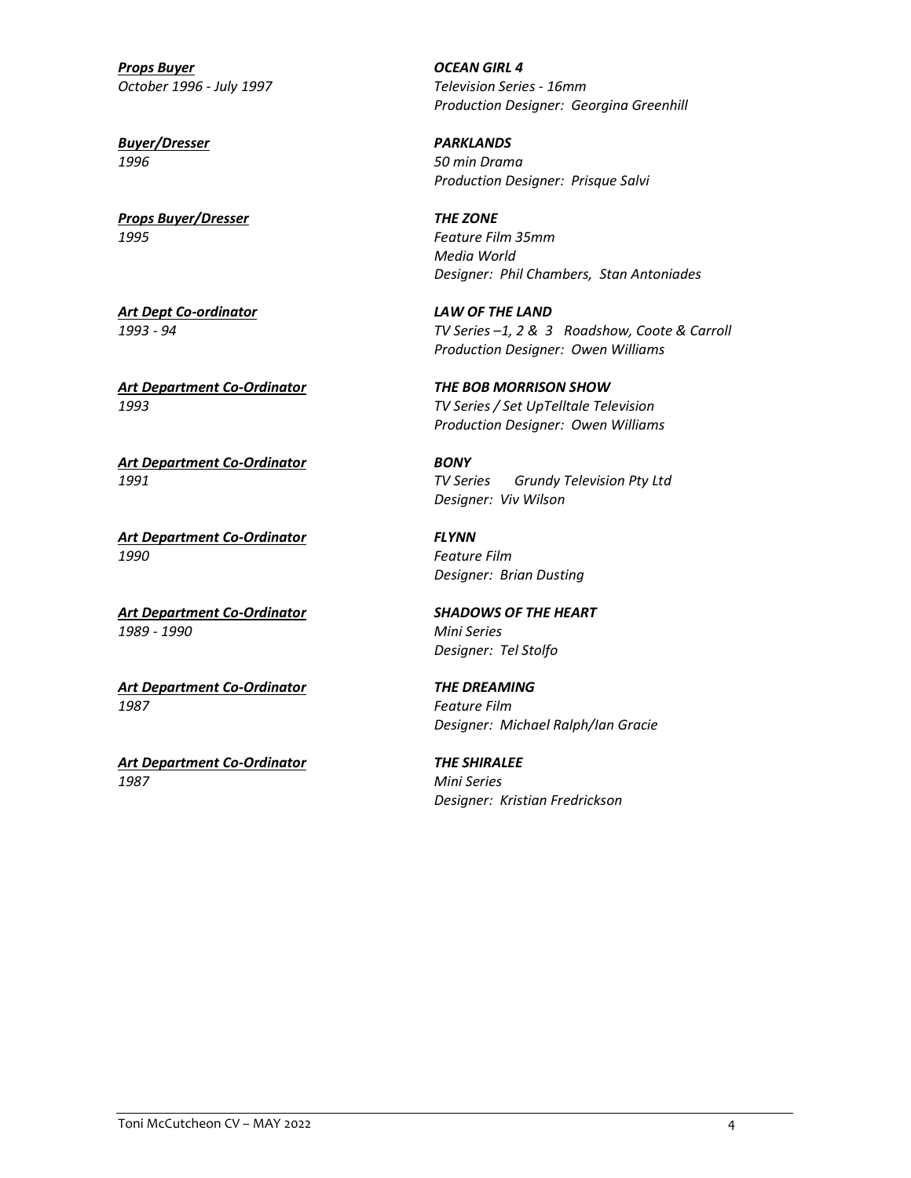***Props Buyer***
*October 1996 - July 1997*

***OCEAN GIRL 4***
*Television Series - 16mm*
*Production Designer: Georgina Greenhill*

***Buyer/Dresser***
*1996*

***PARKLANDS***
*50 min Drama*
*Production Designer: Prisque Salvi*

***Props Buyer/Dresser***
*1995*

***THE ZONE***
*Feature Film 35mm*
*Media World*
*Designer: Phil Chambers, Stan Antoniades*

***Art Dept Co-ordinator***
*1993 - 94*

***LAW OF THE LAND***
*TV Series –1, 2 & 3 Roadshow, Coote & Carroll*
*Production Designer: Owen Williams*

***Art Department Co-Ordinator***
*1993*

***THE BOB MORRISON SHOW***
*TV Series / Set UpTelltale Television*
*Production Designer: Owen Williams*

***Art Department Co-Ordinator***
*1991*

***BONY***
*TV Series Grundy Television Pty Ltd*
*Designer: Viv Wilson*

***Art Department Co-Ordinator***
*1990*

***FLYNN***
*Feature Film*
*Designer: Brian Dusting*

***Art Department Co-Ordinator***
*1989 - 1990*

***SHADOWS OF THE HEART***
*Mini Series*
*Designer: Tel Stolfo*

***Art Department Co-Ordinator***
*1987*

***THE DREAMING***
*Feature Film*
*Designer: Michael Ralph/Ian Gracie*

***Art Department Co-Ordinator***
*1987*

***THE SHIRALEE***
*Mini Series*
*Designer: Kristian Fredrickson*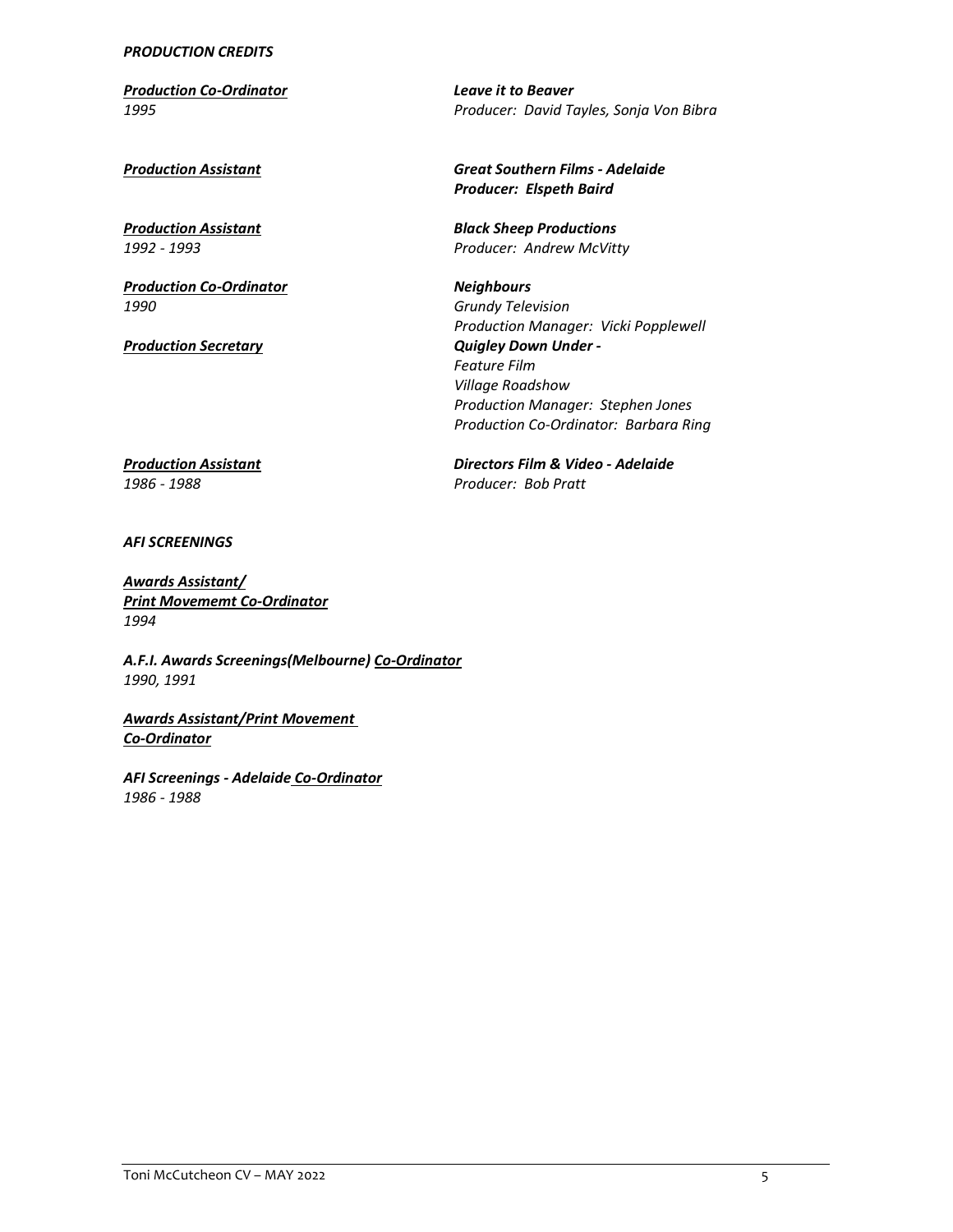***PRODUCTION CREDITS***

| | |
|---|---|
| ***<u>Production Co-Ordinator</u>***<br>*1995* | ***Leave it to Beaver***<br>*Producer: David Tayles, Sonja Von Bibra* |
| ***<u>Production Assistant</u>*** | ***Great Southern Films - Adelaide***<br>***Producer: Elspeth Baird*** |
| ***<u>Production Assistant</u>***<br>*1992 - 1993* | ***Black Sheep Productions***<br>*Producer: Andrew McVitty* |
| ***<u>Production Co-Ordinator</u>***<br>*1990* | ***Neighbours***<br>*Grundy Television*<br>*Production Manager: Vicki Popplewell* |
| ***<u>Production Secretary</u>*** | ***Quigley Down Under -***<br>*Feature Film*<br>*Village Roadshow*<br>*Production Manager: Stephen Jones*<br>*Production Co-Ordinator: Barbara Ring* |
| ***<u>Production Assistant</u>***<br>*1986 - 1988* | ***Directors Film & Video - Adelaide***<br>*Producer: Bob Pratt* |

***AFI SCREENINGS***

***<u>Awards Assistant/</u>***
***<u>Print Movememt Co-Ordinator</u>***
*1994*

***A.F.I. Awards Screenings(Melbourne) <u>Co-Ordinator</u>***
*1990, 1991*

***<u>Awards Assistant/Print Movement</u>***
***<u>Co-Ordinator</u>***

***AFI Screenings - Adelaide <u>Co-Ordinator</u>***
*1986 - 1988*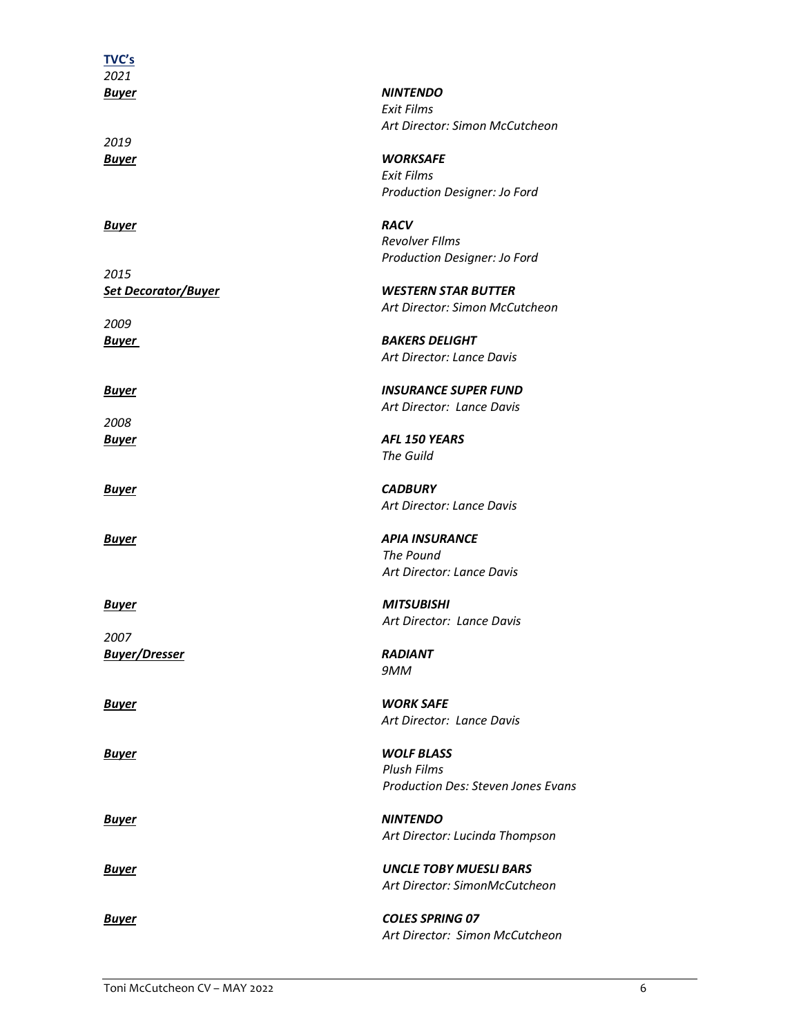## TVC's

*2021*

***Buyer*** — ***NINTENDO***
*Exit Films*
*Art Director: Simon McCutcheon*

*2019*

***Buyer*** — ***WORKSAFE***
*Exit Films*
*Production Designer: Jo Ford*

***Buyer*** — ***RACV***
*Revolver FIlms*
*Production Designer: Jo Ford*

*2015*

***Set Decorator/Buyer*** — ***WESTERN STAR BUTTER***
*Art Director: Simon McCutcheon*

*2009*

***Buyer*** — ***BAKERS DELIGHT***
*Art Director: Lance Davis*

***Buyer*** — ***INSURANCE SUPER FUND***
*Art Director: Lance Davis*

*2008*

***Buyer*** — ***AFL 150 YEARS***
*The Guild*

***Buyer*** — ***CADBURY***
*Art Director: Lance Davis*

***Buyer*** — ***APIA INSURANCE***
*The Pound*
*Art Director: Lance Davis*

***Buyer*** — ***MITSUBISHI***
*Art Director: Lance Davis*

*2007*

***Buyer/Dresser*** — ***RADIANT***
*9MM*

***Buyer*** — ***WORK SAFE***
*Art Director: Lance Davis*

***Buyer*** — ***WOLF BLASS***
*Plush Films*
*Production Des: Steven Jones Evans*

***Buyer*** — ***NINTENDO***
*Art Director: Lucinda Thompson*

***Buyer*** — ***UNCLE TOBY MUESLI BARS***
*Art Director: SimonMcCutcheon*

***Buyer*** — ***COLES SPRING 07***
*Art Director: Simon McCutcheon*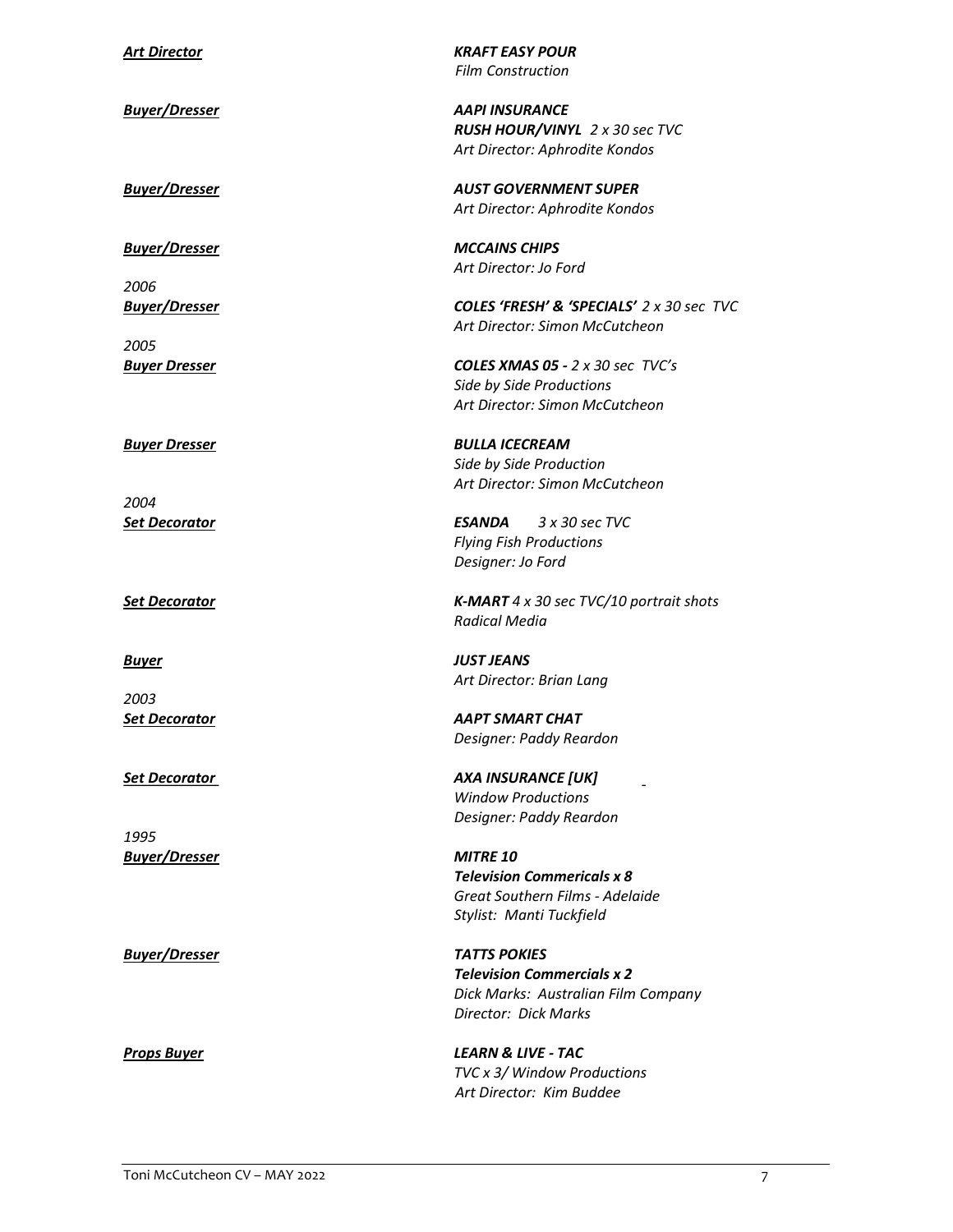***Art Director*** — ***KRAFT EASY POUR***
*Film Construction*

***Buyer/Dresser*** — ***AAPI INSURANCE***
***RUSH HOUR/VINYL*** *2 x 30 sec TVC*
*Art Director: Aphrodite Kondos*

***Buyer/Dresser*** — ***AUST GOVERNMENT SUPER***
*Art Director: Aphrodite Kondos*

***Buyer/Dresser*** — ***MCCAINS CHIPS***
*Art Director: Jo Ford*

*2006*
***Buyer/Dresser*** — ***COLES 'FRESH' & 'SPECIALS'*** *2 x 30 sec TVC*
*Art Director: Simon McCutcheon*

*2005*
***Buyer Dresser*** — ***COLES XMAS 05 -*** *2 x 30 sec TVC's*
*Side by Side Productions*
*Art Director: Simon McCutcheon*

***Buyer Dresser*** — ***BULLA ICECREAM***
*Side by Side Production*
*Art Director: Simon McCutcheon*

*2004*
***Set Decorator*** — ***ESANDA*** *3 x 30 sec TVC*
*Flying Fish Productions*
*Designer: Jo Ford*

***Set Decorator*** — ***K-MART*** *4 x 30 sec TVC/10 portrait shots*
*Radical Media*

***Buyer*** — ***JUST JEANS***
*Art Director: Brian Lang*

*2003*
***Set Decorator*** — ***AAPT SMART CHAT***
*Designer: Paddy Reardon*

***Set Decorator*** — ***AXA INSURANCE [UK]***
*Window Productions*
*Designer: Paddy Reardon*

*1995*
***Buyer/Dresser*** — ***MITRE 10***
***Television Commericals x 8***
*Great Southern Films - Adelaide*
*Stylist: Manti Tuckfield*

***Buyer/Dresser*** — ***TATTS POKIES***
***Television Commercials x 2***
*Dick Marks: Australian Film Company*
*Director: Dick Marks*

***Props Buyer*** — ***LEARN & LIVE - TAC***
*TVC x 3/ Window Productions*
*Art Director: Kim Buddee*